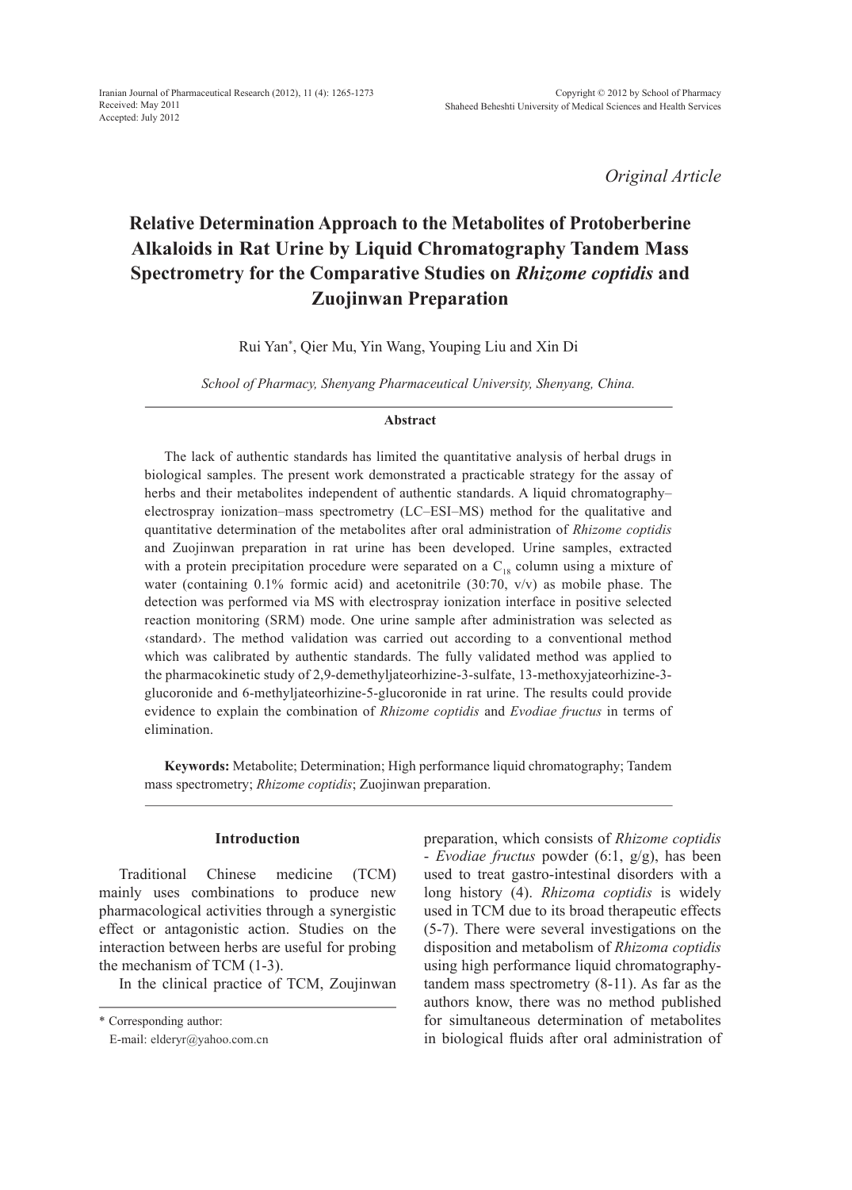*Original Article*

# Relative Determination Approach to the Metabolites of Protoberberine Alkaloids in Rat Urine by Liquid Chromatography Tandem Mass Spectrometry for the Comparative Studies on *Rhizome coptidis* and Zuojinwan Preparation

Rui Yan*, Qier Mu, Yin Wang, Youping Liu and Xin Di

*School of Pharmacy, Shenyang Pharmaceutical University, Shenyang, China.*

## Abstract

The lack of authentic standards has limited the quantitative analysis of herbal drugs in biological samples. The present work demonstrated a practicable strategy for the assay of herbs and their metabolites independent of authentic standards. A liquid chromatography–electrospray ionization–mass spectrometry (LC–ESI–MS) method for the qualitative and quantitative determination of the metabolites after oral administration of *Rhizome coptidis* and Zuojinwan preparation in rat urine has been developed. Urine samples, extracted with a protein precipitation procedure were separated on a $C_{18}$ column using a mixture of water (containing 0.1% formic acid) and acetonitrile (30:70, v/v) as mobile phase. The detection was performed via MS with electrospray ionization interface in positive selected reaction monitoring (SRM) mode. One urine sample after administration was selected as ‹standard›. The method validation was carried out according to a conventional method which was calibrated by authentic standards. The fully validated method was applied to the pharmacokinetic study of 2,9-demethyljateorhizine-3-sulfate, 13-methoxyjateorhizine-3-glucoronide and 6-methyljateorhizine-5-glucoronide in rat urine. The results could provide evidence to explain the combination of *Rhizome coptidis* and *Evodiae fructus* in terms of elimination.

**Keywords:** Metabolite; Determination; High performance liquid chromatography; Tandem mass spectrometry; *Rhizome coptidis*; Zuojinwan preparation.

## Introduction

Traditional Chinese medicine (TCM) mainly uses combinations to produce new pharmacological activities through a synergistic effect or antagonistic action. Studies on the interaction between herbs are useful for probing the mechanism of TCM (1-3).

In the clinical practice of TCM, Zoujinwan preparation, which consists of *Rhizome coptidis* - *Evodiae fructus* powder (6:1, g/g), has been used to treat gastro-intestinal disorders with a long history (4). *Rhizoma coptidis* is widely used in TCM due to its broad therapeutic effects (5-7). There were several investigations on the disposition and metabolism of *Rhizoma coptidis* using high performance liquid chromatography-tandem mass spectrometry (8-11). As far as the authors know, there was no method published for simultaneous determination of metabolites in biological fluids after oral administration of

\* Corresponding author:
E-mail: elderyr@yahoo.com.cn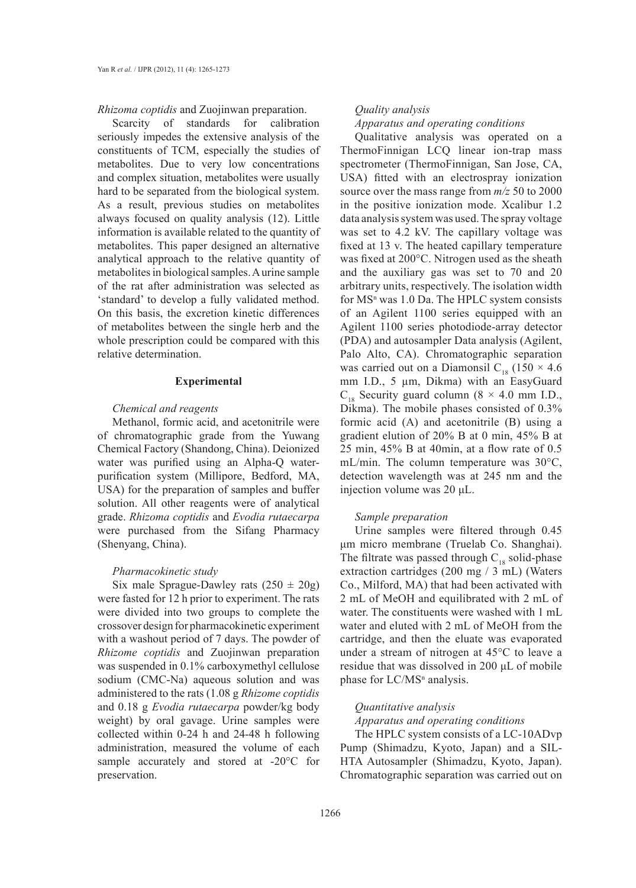*Rhizoma coptidis* and Zuojinwan preparation.

Scarcity of standards for calibration seriously impedes the extensive analysis of the constituents of TCM, especially the studies of metabolites. Due to very low concentrations and complex situation, metabolites were usually hard to be separated from the biological system. As a result, previous studies on metabolites always focused on quality analysis (12). Little information is available related to the quantity of metabolites. This paper designed an alternative analytical approach to the relative quantity of metabolites in biological samples. A urine sample of the rat after administration was selected as 'standard' to develop a fully validated method. On this basis, the excretion kinetic differences of metabolites between the single herb and the whole prescription could be compared with this relative determination.

## Experimental

### *Chemical and reagents*

Methanol, formic acid, and acetonitrile were of chromatographic grade from the Yuwang Chemical Factory (Shandong, China). Deionized water was purified using an Alpha-Q water-purification system (Millipore, Bedford, MA, USA) for the preparation of samples and buffer solution. All other reagents were of analytical grade. *Rhizoma coptidis* and *Evodia rutaecarpa* were purchased from the Sifang Pharmacy (Shenyang, China).

### *Pharmacokinetic study*

Six male Sprague-Dawley rats ($250 \pm 20$g) were fasted for 12 h prior to experiment. The rats were divided into two groups to complete the crossover design for pharmacokinetic experiment with a washout period of 7 days. The powder of *Rhizome coptidis* and Zuojinwan preparation was suspended in 0.1% carboxymethyl cellulose sodium (CMC-Na) aqueous solution and was administered to the rats (1.08 g *Rhizome coptidis* and 0.18 g *Evodia rutaecarpa* powder/kg body weight) by oral gavage. Urine samples were collected within 0-24 h and 24-48 h following administration, measured the volume of each sample accurately and stored at -20°C for preservation.

### *Quality analysis*

#### *Apparatus and operating conditions*

Qualitative analysis was operated on a ThermoFinnigan LCQ linear ion-trap mass spectrometer (ThermoFinnigan, San Jose, CA, USA) fitted with an electrospray ionization source over the mass range from *m/z* 50 to 2000 in the positive ionization mode. Xcalibur 1.2 data analysis system was used. The spray voltage was set to 4.2 kV. The capillary voltage was fixed at 13 v. The heated capillary temperature was fixed at 200°C. Nitrogen used as the sheath and the auxiliary gas was set to 70 and 20 arbitrary units, respectively. The isolation width for $MS^n$ was 1.0 Da. The HPLC system consists of an Agilent 1100 series equipped with an Agilent 1100 series photodiode-array detector (PDA) and autosampler Data analysis (Agilent, Palo Alto, CA). Chromatographic separation was carried out on a Diamonsil $C_{18}$ ($150 \times 4.6$ mm I.D., 5 μm, Dikma) with an EasyGuard $C_{18}$ Security guard column ($8 \times 4.0$ mm I.D., Dikma). The mobile phases consisted of 0.3% formic acid (A) and acetonitrile (B) using a gradient elution of 20% B at 0 min, 45% B at 25 min, 45% B at 40min, at a flow rate of 0.5 mL/min. The column temperature was 30°C, detection wavelength was at 245 nm and the injection volume was 20 μL.

#### *Sample preparation*

Urine samples were filtered through 0.45 μm micro membrane (Truelab Co. Shanghai). The filtrate was passed through $C_{18}$ solid-phase extraction cartridges (200 mg / 3 mL) (Waters Co., Milford, MA) that had been activated with 2 mL of MeOH and equilibrated with 2 mL of water. The constituents were washed with 1 mL water and eluted with 2 mL of MeOH from the cartridge, and then the eluate was evaporated under a stream of nitrogen at 45°C to leave a residue that was dissolved in 200 μL of mobile phase for LC/$MS^n$ analysis.

### *Quantitative analysis*

#### *Apparatus and operating conditions*

The HPLC system consists of a LC-10ADvp Pump (Shimadzu, Kyoto, Japan) and a SIL-HTA Autosampler (Shimadzu, Kyoto, Japan). Chromatographic separation was carried out on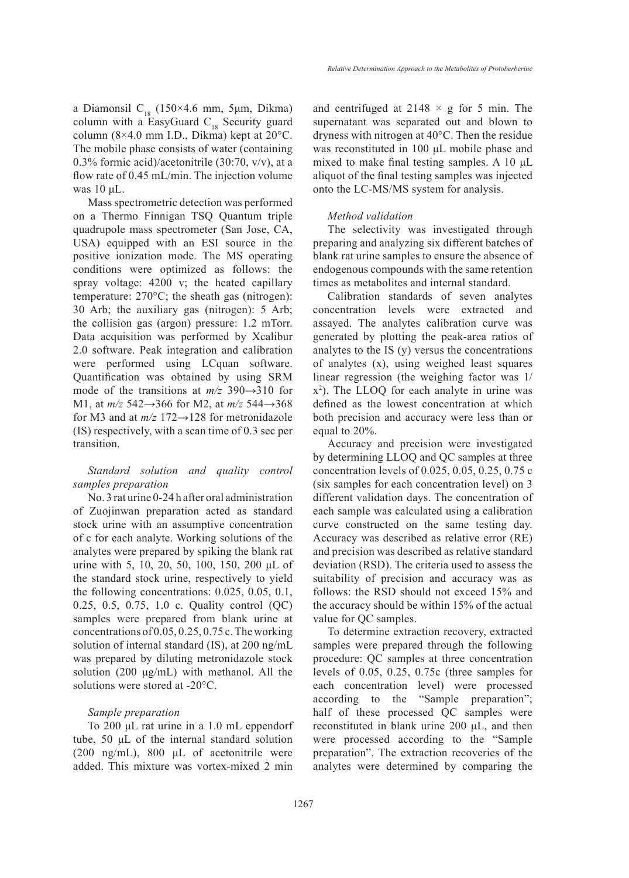a Diamonsil $C_{18}$ (150×4.6 mm, 5μm, Dikma) column with a EasyGuard $C_{18}$ Security guard column (8×4.0 mm I.D., Dikma) kept at 20°C. The mobile phase consists of water (containing 0.3% formic acid)/acetonitrile (30:70, v/v), at a flow rate of 0.45 mL/min. The injection volume was 10 μL.

Mass spectrometric detection was performed on a Thermo Finnigan TSQ Quantum triple quadrupole mass spectrometer (San Jose, CA, USA) equipped with an ESI source in the positive ionization mode. The MS operating conditions were optimized as follows: the spray voltage: 4200 v; the heated capillary temperature: 270°C; the sheath gas (nitrogen): 30 Arb; the auxiliary gas (nitrogen): 5 Arb; the collision gas (argon) pressure: 1.2 mTorr. Data acquisition was performed by Xcalibur 2.0 software. Peak integration and calibration were performed using LCquan software. Quantification was obtained by using SRM mode of the transitions at *m/z* 390→310 for M1, at *m/z* 542→366 for M2, at *m/z* 544→368 for M3 and at *m/z* 172→128 for metronidazole (IS) respectively, with a scan time of 0.3 sec per transition.

### *Standard solution and quality control samples preparation*

No. 3 rat urine 0-24 h after oral administration of Zuojinwan preparation acted as standard stock urine with an assumptive concentration of c for each analyte. Working solutions of the analytes were prepared by spiking the blank rat urine with 5, 10, 20, 50, 100, 150, 200 μL of the standard stock urine, respectively to yield the following concentrations: 0.025, 0.05, 0.1, 0.25, 0.5, 0.75, 1.0 c. Quality control (QC) samples were prepared from blank urine at concentrations of 0.05, 0.25, 0.75 c. The working solution of internal standard (IS), at 200 ng/mL was prepared by diluting metronidazole stock solution (200 μg/mL) with methanol. All the solutions were stored at -20°C.

### *Sample preparation*

To 200 μL rat urine in a 1.0 mL eppendorf tube, 50 μL of the internal standard solution (200 ng/mL), 800 μL of acetonitrile were added. This mixture was vortex-mixed 2 min and centrifuged at 2148 × g for 5 min. The supernatant was separated out and blown to dryness with nitrogen at 40°C. Then the residue was reconstituted in 100 μL mobile phase and mixed to make final testing samples. A 10 μL aliquot of the final testing samples was injected onto the LC-MS/MS system for analysis.

### *Method validation*

The selectivity was investigated through preparing and analyzing six different batches of blank rat urine samples to ensure the absence of endogenous compounds with the same retention times as metabolites and internal standard.

Calibration standards of seven analytes concentration levels were extracted and assayed. The analytes calibration curve was generated by plotting the peak-area ratios of analytes to the IS (y) versus the concentrations of analytes (x), using weighed least squares linear regression (the weighing factor was $1/x^2$). The LLOQ for each analyte in urine was defined as the lowest concentration at which both precision and accuracy were less than or equal to 20%.

Accuracy and precision were investigated by determining LLOQ and QC samples at three concentration levels of 0.025, 0.05, 0.25, 0.75 c (six samples for each concentration level) on 3 different validation days. The concentration of each sample was calculated using a calibration curve constructed on the same testing day. Accuracy was described as relative error (RE) and precision was described as relative standard deviation (RSD). The criteria used to assess the suitability of precision and accuracy was as follows: the RSD should not exceed 15% and the accuracy should be within 15% of the actual value for QC samples.

To determine extraction recovery, extracted samples were prepared through the following procedure: QC samples at three concentration levels of 0.05, 0.25, 0.75c (three samples for each concentration level) were processed according to the "Sample preparation"; half of these processed QC samples were reconstituted in blank urine 200 μL, and then were processed according to the "Sample preparation". The extraction recoveries of the analytes were determined by comparing the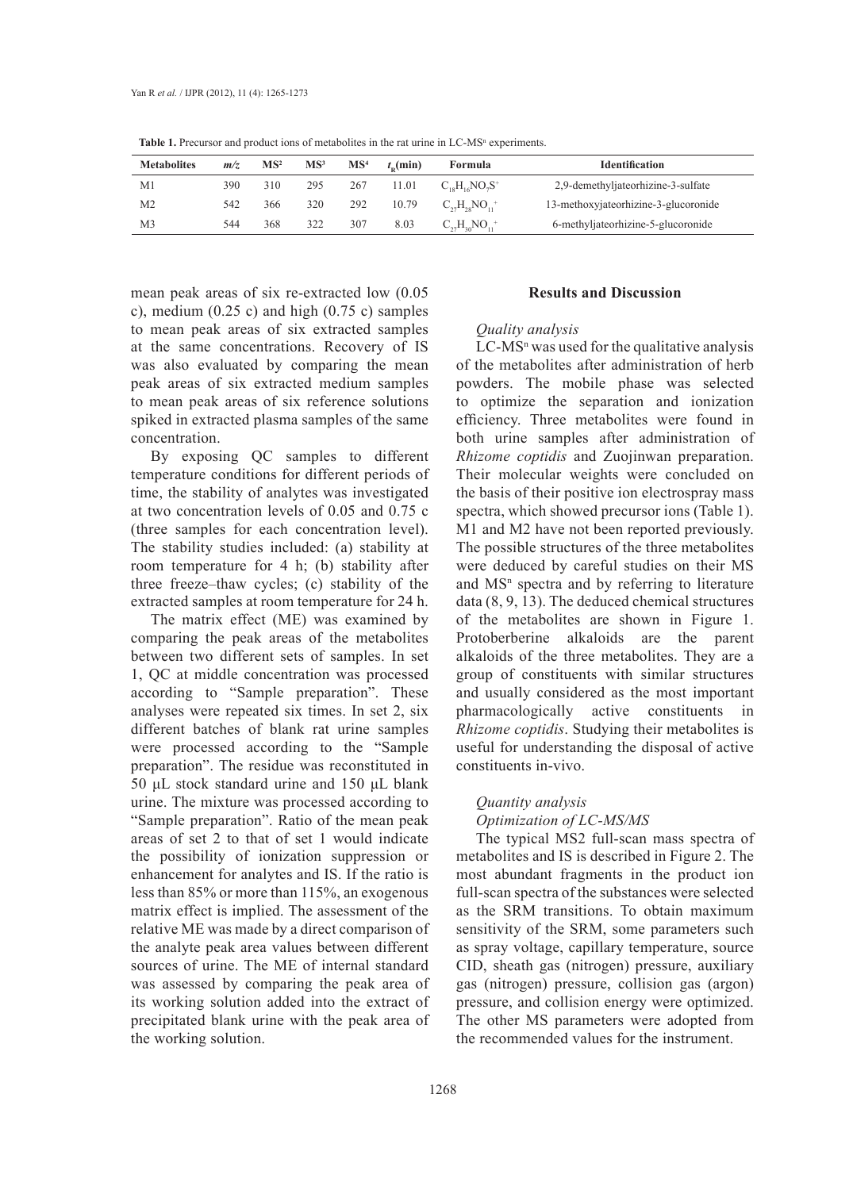**Table 1.** Precursor and product ions of metabolites in the rat urine in LC-$MS^n$ experiments.

| Metabolites | *m/z* | $MS^2$ | $MS^3$ | $MS^4$ | $t_R$(min) | Formula | Identification |
|---|---|---|---|---|---|---|---|
| M1 | 390 | 310 | 295 | 267 | 11.01 | $C_{18}H_{16}NO_7S^+$ | 2,9-demethyljateorhizine-3-sulfate |
| M2 | 542 | 366 | 320 | 292 | 10.79 | $C_{27}H_{28}NO_{11}^+$ | 13-methoxyjateorhizine-3-glucoronide |
| M3 | 544 | 368 | 322 | 307 | 8.03 | $C_{27}H_{30}NO_{11}^+$ | 6-methyljateorhizine-5-glucoronide |

mean peak areas of six re-extracted low (0.05 c), medium (0.25 c) and high (0.75 c) samples to mean peak areas of six extracted samples at the same concentrations. Recovery of IS was also evaluated by comparing the mean peak areas of six extracted medium samples to mean peak areas of six reference solutions spiked in extracted plasma samples of the same concentration.

By exposing QC samples to different temperature conditions for different periods of time, the stability of analytes was investigated at two concentration levels of 0.05 and 0.75 c (three samples for each concentration level). The stability studies included: (a) stability at room temperature for 4 h; (b) stability after three freeze–thaw cycles; (c) stability of the extracted samples at room temperature for 24 h.

The matrix effect (ME) was examined by comparing the peak areas of the metabolites between two different sets of samples. In set 1, QC at middle concentration was processed according to "Sample preparation". These analyses were repeated six times. In set 2, six different batches of blank rat urine samples were processed according to the "Sample preparation". The residue was reconstituted in 50 μL stock standard urine and 150 μL blank urine. The mixture was processed according to "Sample preparation". Ratio of the mean peak areas of set 2 to that of set 1 would indicate the possibility of ionization suppression or enhancement for analytes and IS. If the ratio is less than 85% or more than 115%, an exogenous matrix effect is implied. The assessment of the relative ME was made by a direct comparison of the analyte peak area values between different sources of urine. The ME of internal standard was assessed by comparing the peak area of its working solution added into the extract of precipitated blank urine with the peak area of the working solution.

## Results and Discussion

*Quality analysis*

LC-$MS^n$ was used for the qualitative analysis of the metabolites after administration of herb powders. The mobile phase was selected to optimize the separation and ionization efficiency. Three metabolites were found in both urine samples after administration of *Rhizome coptidis* and Zuojinwan preparation. Their molecular weights were concluded on the basis of their positive ion electrospray mass spectra, which showed precursor ions (Table 1). M1 and M2 have not been reported previously. The possible structures of the three metabolites were deduced by careful studies on their MS and $MS^n$ spectra and by referring to literature data (8, 9, 13). The deduced chemical structures of the metabolites are shown in Figure 1. Protoberberine alkaloids are the parent alkaloids of the three metabolites. They are a group of constituents with similar structures and usually considered as the most important pharmacologically active constituents in *Rhizome coptidis*. Studying their metabolites is useful for understanding the disposal of active constituents in-vivo.

*Quantity analysis*

*Optimization of LC-MS/MS*

The typical MS2 full-scan mass spectra of metabolites and IS is described in Figure 2. The most abundant fragments in the product ion full-scan spectra of the substances were selected as the SRM transitions. To obtain maximum sensitivity of the SRM, some parameters such as spray voltage, capillary temperature, source CID, sheath gas (nitrogen) pressure, auxiliary gas (nitrogen) pressure, collision gas (argon) pressure, and collision energy were optimized. The other MS parameters were adopted from the recommended values for the instrument.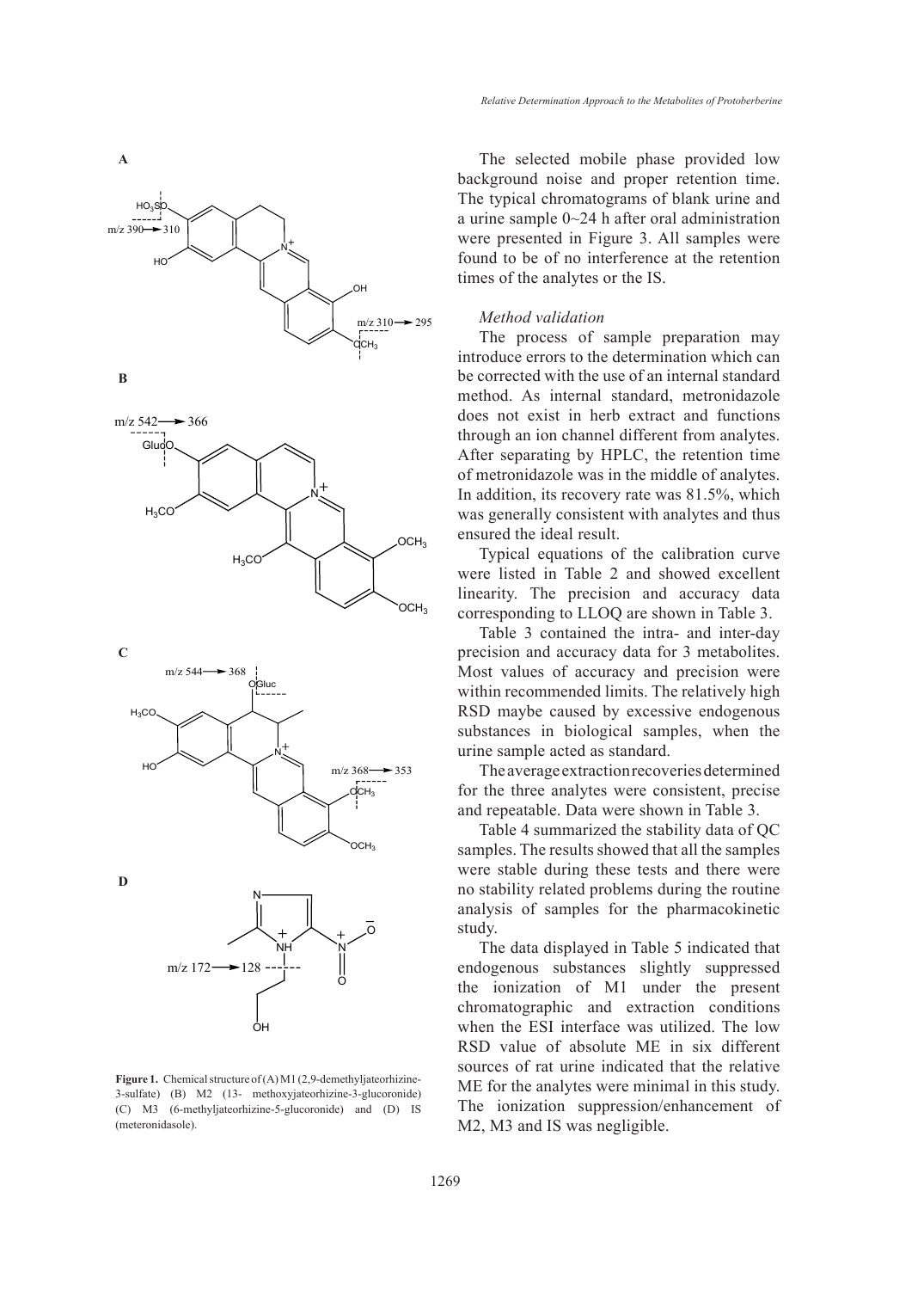**Figure 1.** Chemical structure of (A) M1 (2,9-demethyljateorhizine-3-sulfate) (B) M2 (13- methoxyjateorhizine-3-glucoronide) (C) M3 (6-methyljateorhizine-5-glucoronide) and (D) IS (meteronidasole).

The selected mobile phase provided low background noise and proper retention time. The typical chromatograms of blank urine and a urine sample 0~24 h after oral administration were presented in Figure 3. All samples were found to be of no interference at the retention times of the analytes or the IS.

### *Method validation*

The process of sample preparation may introduce errors to the determination which can be corrected with the use of an internal standard method. As internal standard, metronidazole does not exist in herb extract and functions through an ion channel different from analytes. After separating by HPLC, the retention time of metronidazole was in the middle of analytes. In addition, its recovery rate was 81.5%, which was generally consistent with analytes and thus ensured the ideal result.

Typical equations of the calibration curve were listed in Table 2 and showed excellent linearity. The precision and accuracy data corresponding to LLOQ are shown in Table 3.

Table 3 contained the intra- and inter-day precision and accuracy data for 3 metabolites. Most values of accuracy and precision were within recommended limits. The relatively high RSD maybe caused by excessive endogenous substances in biological samples, when the urine sample acted as standard.

The average extraction recoveries determined for the three analytes were consistent, precise and repeatable. Data were shown in Table 3.

Table 4 summarized the stability data of QC samples. The results showed that all the samples were stable during these tests and there were no stability related problems during the routine analysis of samples for the pharmacokinetic study.

The data displayed in Table 5 indicated that endogenous substances slightly suppressed the ionization of M1 under the present chromatographic and extraction conditions when the ESI interface was utilized. The low RSD value of absolute ME in six different sources of rat urine indicated that the relative ME for the analytes were minimal in this study. The ionization suppression/enhancement of M2, M3 and IS was negligible.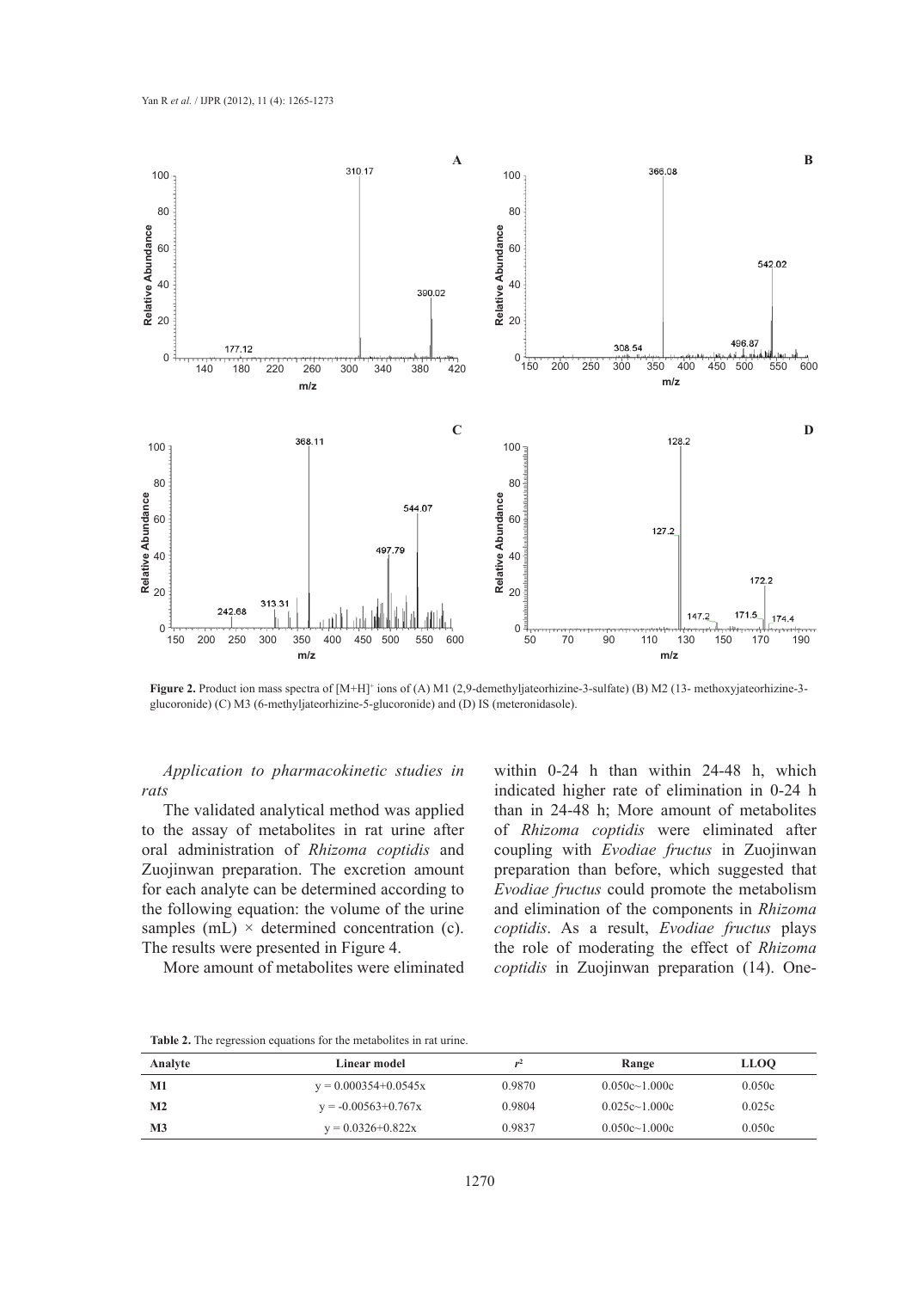**Figure 2.** Product ion mass spectra of $[M+H]^+$ ions of (A) M1 (2,9-demethyljateorhizine-3-sulfate) (B) M2 (13- methoxyjateorhizine-3-glucoronide) (C) M3 (6-methyljateorhizine-5-glucoronide) and (D) IS (meteronidasole).

*Application to pharmacokinetic studies in rats*

The validated analytical method was applied to the assay of metabolites in rat urine after oral administration of *Rhizoma coptidis* and Zuojinwan preparation. The excretion amount for each analyte can be determined according to the following equation: the volume of the urine samples (mL) × determined concentration (c). The results were presented in Figure 4.

More amount of metabolites were eliminated within 0-24 h than within 24-48 h, which indicated higher rate of elimination in 0-24 h than in 24-48 h; More amount of metabolites of *Rhizoma coptidis* were eliminated after coupling with *Evodiae fructus* in Zuojinwan preparation than before, which suggested that *Evodiae fructus* could promote the metabolism and elimination of the components in *Rhizoma coptidis*. As a result, *Evodiae fructus* plays the role of moderating the effect of *Rhizoma coptidis* in Zuojinwan preparation (14). One-

**Table 2.** The regression equations for the metabolites in rat urine.

| Analyte | Linear model | $r^2$ | Range | LLOQ |
|---|---|---|---|---|
| M1 | y = 0.000354+0.0545x | 0.9870 | 0.050c~1.000c | 0.050c |
| M2 | y = -0.00563+0.767x | 0.9804 | 0.025c~1.000c | 0.025c |
| M3 | y = 0.0326+0.822x | 0.9837 | 0.050c~1.000c | 0.050c |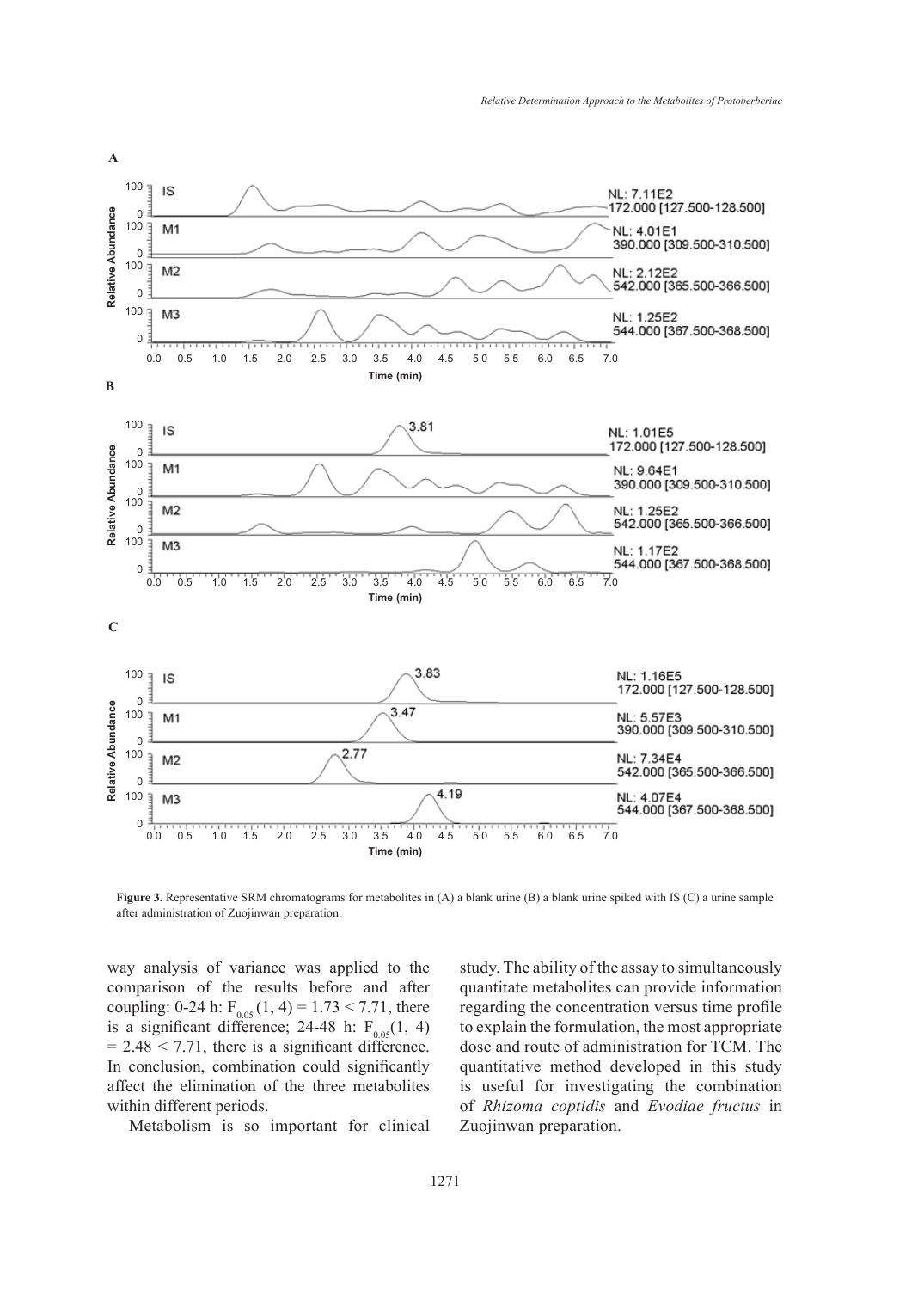**Figure 3.** Representative SRM chromatograms for metabolites in (A) a blank urine (B) a blank urine spiked with IS (C) a urine sample after administration of Zuojinwan preparation.

way analysis of variance was applied to the comparison of the results before and after coupling: 0-24 h: $F_{0.05}(1, 4) = 1.73 < 7.71$, there is a significant difference; 24-48 h: $F_{0.05}(1, 4) = 2.48 < 7.71$, there is a significant difference. In conclusion, combination could significantly affect the elimination of the three metabolites within different periods.

Metabolism is so important for clinical study. The ability of the assay to simultaneously quantitate metabolites can provide information regarding the concentration versus time profile to explain the formulation, the most appropriate dose and route of administration for TCM. The quantitative method developed in this study is useful for investigating the combination of *Rhizoma coptidis* and *Evodiae fructus* in Zuojinwan preparation.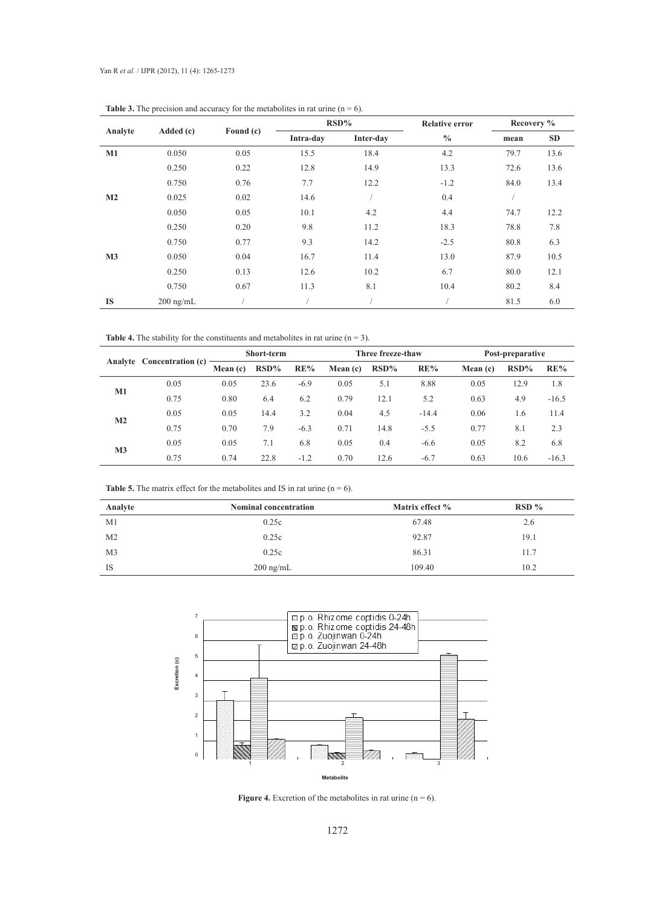**Table 3.** The precision and accuracy for the metabolites in rat urine (n = 6).

| Analyte | Added (c) | Found (c) | RSD% | | Relative error | Recovery % | |
|---|---|---|---|---|---|---|---|
| | | | Intra-day | Inter-day | % | mean | SD |
| **M1** | 0.050 | 0.05 | 15.5 | 18.4 | 4.2 | 79.7 | 13.6 |
| | 0.250 | 0.22 | 12.8 | 14.9 | 13.3 | 72.6 | 13.6 |
| | 0.750 | 0.76 | 7.7 | 12.2 | -1.2 | 84.0 | 13.4 |
| **M2** | 0.025 | 0.02 | 14.6 | / | 0.4 | / | |
| | 0.050 | 0.05 | 10.1 | 4.2 | 4.4 | 74.7 | 12.2 |
| | 0.250 | 0.20 | 9.8 | 11.2 | 18.3 | 78.8 | 7.8 |
| | 0.750 | 0.77 | 9.3 | 14.2 | -2.5 | 80.8 | 6.3 |
| **M3** | 0.050 | 0.04 | 16.7 | 11.4 | 13.0 | 87.9 | 10.5 |
| | 0.250 | 0.13 | 12.6 | 10.2 | 6.7 | 80.0 | 12.1 |
| | 0.750 | 0.67 | 11.3 | 8.1 | 10.4 | 80.2 | 8.4 |
| **IS** | 200 ng/mL | / | / | / | / | 81.5 | 6.0 |

**Table 4.** The stability for the constituents and metabolites in rat urine (n = 3).

| Analyte | Concentration (c) | Short-term | | | Three freeze-thaw | | | Post-preparative | | |
|---|---|---|---|---|---|---|---|---|---|---|
| | | Mean (c) | RSD% | RE% | Mean (c) | RSD% | RE% | Mean (c) | RSD% | RE% |
| **M1** | 0.05 | 0.05 | 23.6 | -6.9 | 0.05 | 5.1 | 8.88 | 0.05 | 12.9 | 1.8 |
| | 0.75 | 0.80 | 6.4 | 6.2 | 0.79 | 12.1 | 5.2 | 0.63 | 4.9 | -16.5 |
| **M2** | 0.05 | 0.05 | 14.4 | 3.2 | 0.04 | 4.5 | -14.4 | 0.06 | 1.6 | 11.4 |
| | 0.75 | 0.70 | 7.9 | -6.3 | 0.71 | 14.8 | -5.5 | 0.77 | 8.1 | 2.3 |
| **M3** | 0.05 | 0.05 | 7.1 | 6.8 | 0.05 | 0.4 | -6.6 | 0.05 | 8.2 | 6.8 |
| | 0.75 | 0.74 | 22.8 | -1.2 | 0.70 | 12.6 | -6.7 | 0.63 | 10.6 | -16.3 |

**Table 5.** The matrix effect for the metabolites and IS in rat urine (n = 6).

| Analyte | Nominal concentration | Matrix effect % | RSD % |
|---|---|---|---|
| M1 | 0.25c | 67.48 | 2.6 |
| M2 | 0.25c | 92.87 | 19.1 |
| M3 | 0.25c | 86.31 | 11.7 |
| IS | 200 ng/mL | 109.40 | 10.2 |

**Figure 4.** Excretion of the metabolites in rat urine (n = 6).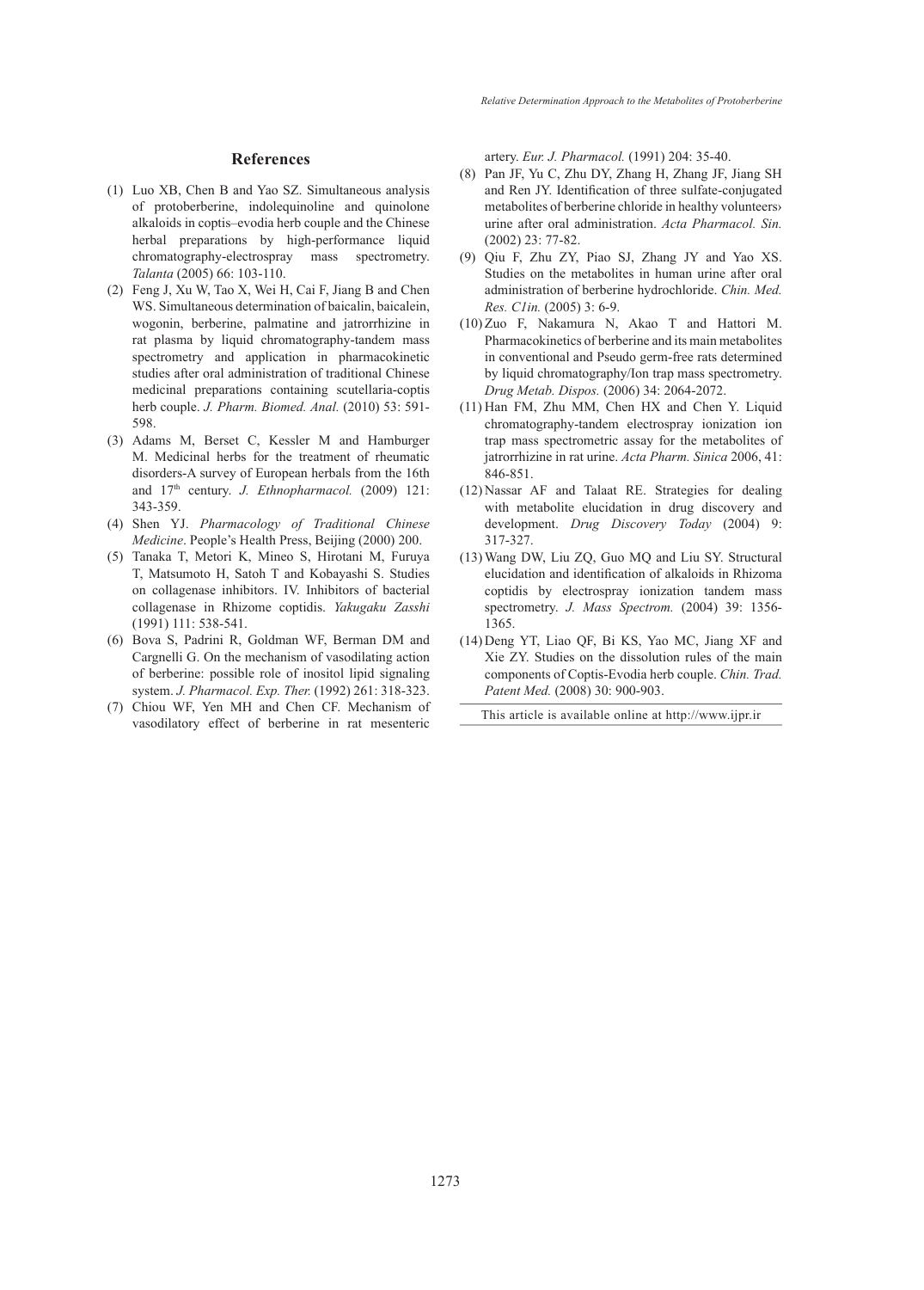## References

(1) Luo XB, Chen B and Yao SZ. Simultaneous analysis of protoberberine, indolequinoline and quinolone alkaloids in coptis–evodia herb couple and the Chinese herbal preparations by high-performance liquid chromatography-electrospray mass spectrometry. *Talanta* (2005) 66: 103-110.

(2) Feng J, Xu W, Tao X, Wei H, Cai F, Jiang B and Chen WS. Simultaneous determination of baicalin, baicalein, wogonin, berberine, palmatine and jatrorrhizine in rat plasma by liquid chromatography-tandem mass spectrometry and application in pharmacokinetic studies after oral administration of traditional Chinese medicinal preparations containing scutellaria-coptis herb couple. *J. Pharm. Biomed. Anal.* (2010) 53: 591-598.

(3) Adams M, Berset C, Kessler M and Hamburger M. Medicinal herbs for the treatment of rheumatic disorders-A survey of European herbals from the 16th and 17th century. *J. Ethnopharmacol.* (2009) 121: 343-359.

(4) Shen YJ. *Pharmacology of Traditional Chinese Medicine*. People's Health Press, Beijing (2000) 200.

(5) Tanaka T, Metori K, Mineo S, Hirotani M, Furuya T, Matsumoto H, Satoh T and Kobayashi S. Studies on collagenase inhibitors. IV. Inhibitors of bacterial collagenase in Rhizome coptidis. *Yakugaku Zasshi* (1991) 111: 538-541.

(6) Bova S, Padrini R, Goldman WF, Berman DM and Cargnelli G. On the mechanism of vasodilating action of berberine: possible role of inositol lipid signaling system. *J. Pharmacol. Exp. Ther.* (1992) 261: 318-323.

(7) Chiou WF, Yen MH and Chen CF. Mechanism of vasodilatory effect of berberine in rat mesenteric artery. *Eur. J. Pharmacol.* (1991) 204: 35-40.

(8) Pan JF, Yu C, Zhu DY, Zhang H, Zhang JF, Jiang SH and Ren JY. Identification of three sulfate-conjugated metabolites of berberine chloride in healthy volunteers› urine after oral administration. *Acta Pharmacol. Sin.* (2002) 23: 77-82.

(9) Qiu F, Zhu ZY, Piao SJ, Zhang JY and Yao XS. Studies on the metabolites in human urine after oral administration of berberine hydrochloride. *Chin. Med. Res. C1in.* (2005) 3: 6-9.

(10) Zuo F, Nakamura N, Akao T and Hattori M. Pharmacokinetics of berberine and its main metabolites in conventional and Pseudo germ-free rats determined by liquid chromatography/Ion trap mass spectrometry. *Drug Metab. Dispos.* (2006) 34: 2064-2072.

(11) Han FM, Zhu MM, Chen HX and Chen Y. Liquid chromatography-tandem electrospray ionization ion trap mass spectrometric assay for the metabolites of jatrorrhizine in rat urine. *Acta Pharm. Sinica* 2006, 41: 846-851.

(12) Nassar AF and Talaat RE. Strategies for dealing with metabolite elucidation in drug discovery and development. *Drug Discovery Today* (2004) 9: 317-327.

(13) Wang DW, Liu ZQ, Guo MQ and Liu SY. Structural elucidation and identification of alkaloids in Rhizoma coptidis by electrospray ionization tandem mass spectrometry. *J. Mass Spectrom.* (2004) 39: 1356-1365.

(14) Deng YT, Liao QF, Bi KS, Yao MC, Jiang XF and Xie ZY. Studies on the dissolution rules of the main components of Coptis-Evodia herb couple. *Chin. Trad. Patent Med.* (2008) 30: 900-903.

This article is available online at http://www.ijpr.ir